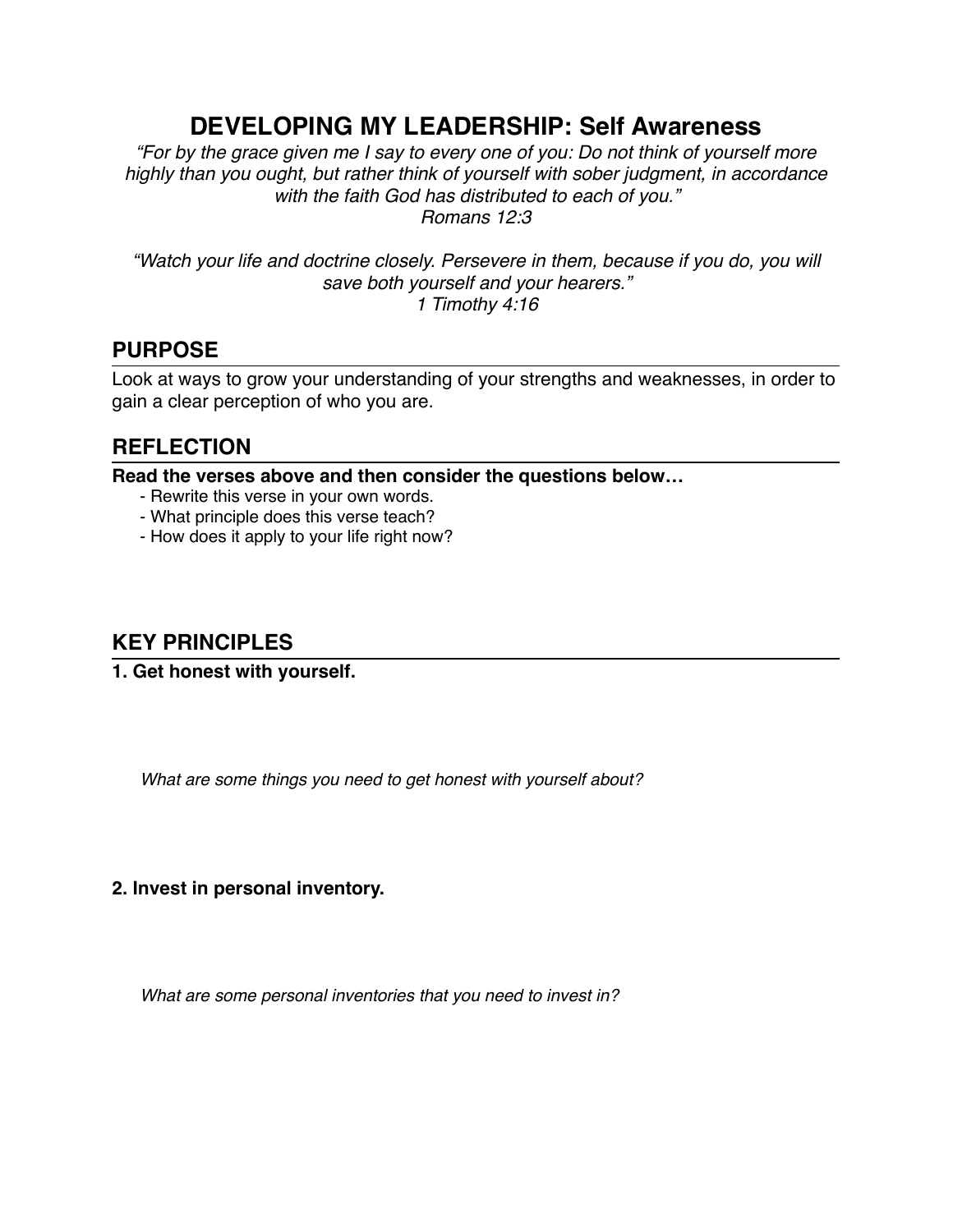# DEVELOPING MY LEADERSHIP: Self Awareness

*"For by the grace given me I say to every one of you: Do not think of yourself more highly than you ought, but rather think of yourself with sober judgment, in accordance with the faith God has distributed to each of you."*
*Romans 12:3*

*"Watch your life and doctrine closely. Persevere in them, because if you do, you will save both yourself and your hearers."*
*1 Timothy 4:16*

## PURPOSE

Look at ways to grow your understanding of your strengths and weaknesses, in order to gain a clear perception of who you are.

## REFLECTION

**Read the verses above and then consider the questions below…**

- Rewrite this verse in your own words.
- What principle does this verse teach?
- How does it apply to your life right now?

## KEY PRINCIPLES

**1. Get honest with yourself.**

*What are some things you need to get honest with yourself about?*

**2. Invest in personal inventory.**

*What are some personal inventories that you need to invest in?*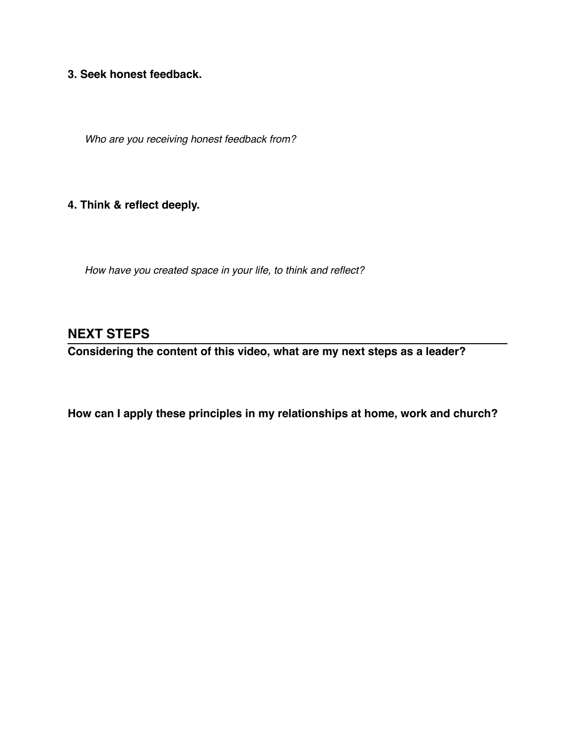**3. Seek honest feedback.**

*Who are you receiving honest feedback from?*

**4. Think & reflect deeply.**

*How have you created space in your life, to think and reflect?*

## NEXT STEPS

**Considering the content of this video, what are my next steps as a leader?**

**How can I apply these principles in my relationships at home, work and church?**